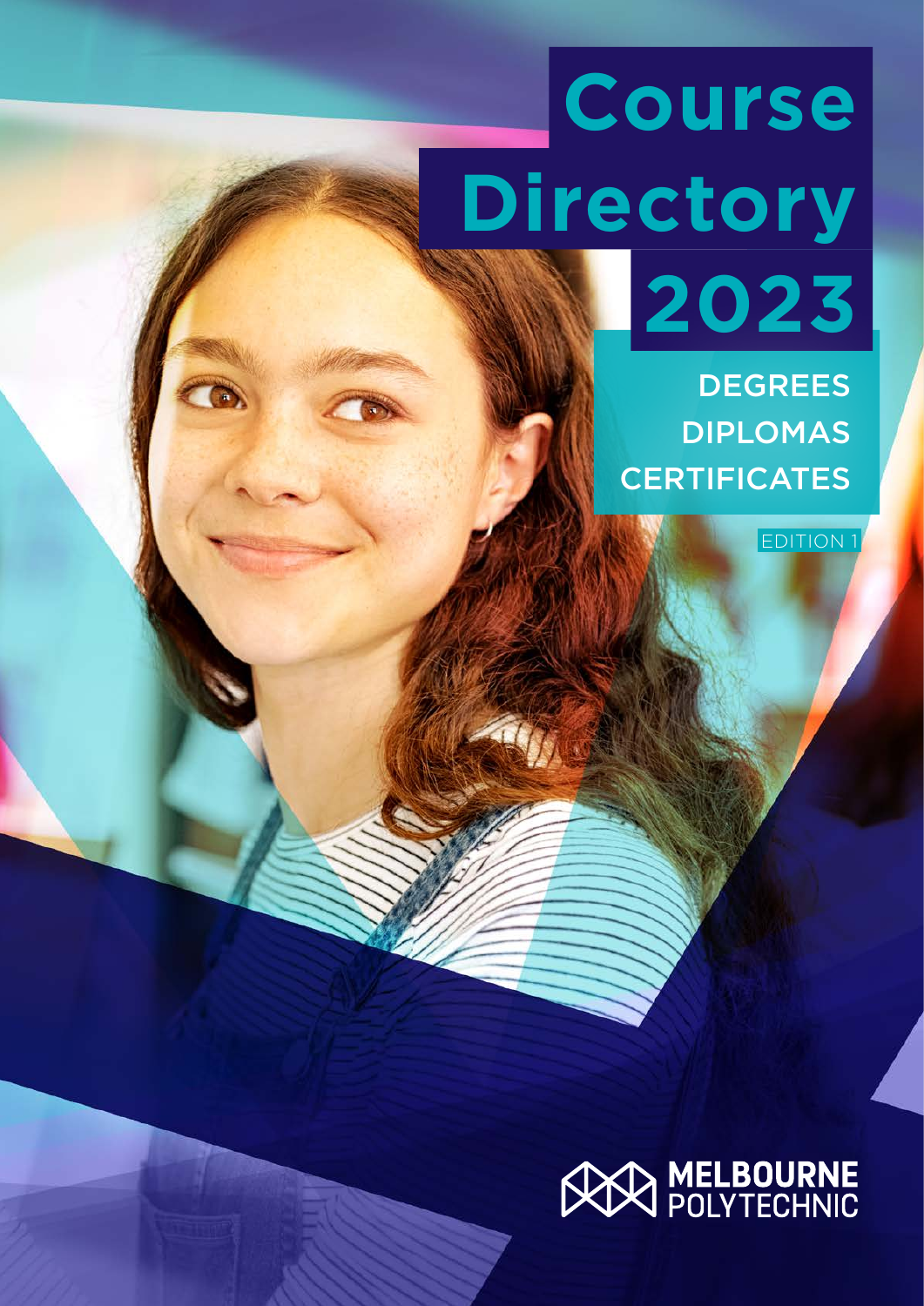# Course Directory 2023

DEGREES
DIPLOMAS
CERTIFICATES

EDITION 1

MELBOURNE POLYTECHNIC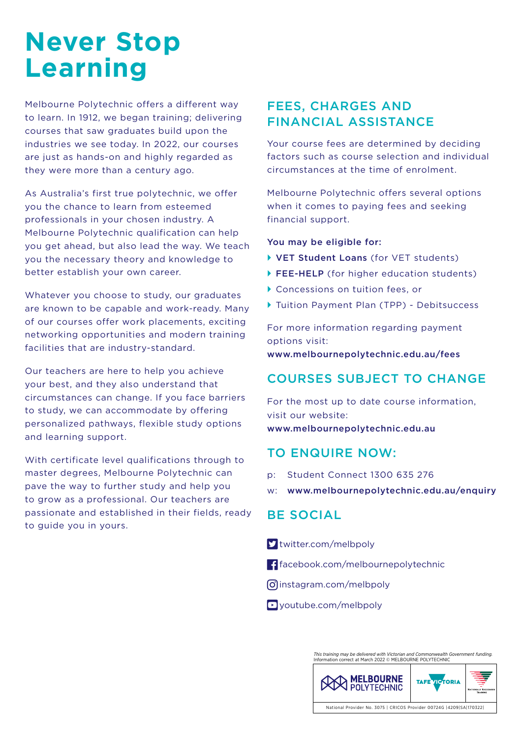# Never Stop Learning

Melbourne Polytechnic offers a different way to learn. In 1912, we began training; delivering courses that saw graduates build upon the industries we see today. In 2022, our courses are just as hands-on and highly regarded as they were more than a century ago.

As Australia's first true polytechnic, we offer you the chance to learn from esteemed professionals in your chosen industry. A Melbourne Polytechnic qualification can help you get ahead, but also lead the way. We teach you the necessary theory and knowledge to better establish your own career.

Whatever you choose to study, our graduates are known to be capable and work-ready. Many of our courses offer work placements, exciting networking opportunities and modern training facilities that are industry-standard.

Our teachers are here to help you achieve your best, and they also understand that circumstances can change. If you face barriers to study, we can accommodate by offering personalized pathways, flexible study options and learning support.

With certificate level qualifications through to master degrees, Melbourne Polytechnic can pave the way to further study and help you to grow as a professional. Our teachers are passionate and established in their fields, ready to guide you in yours.

## FEES, CHARGES AND FINANCIAL ASSISTANCE

Your course fees are determined by deciding factors such as course selection and individual circumstances at the time of enrolment.

Melbourne Polytechnic offers several options when it comes to paying fees and seeking financial support.

**You may be eligible for:**

- **VET Student Loans** (for VET students)
- **FEE-HELP** (for higher education students)
- Concessions on tuition fees, or
- Tuition Payment Plan (TPP) - Debitsuccess

For more information regarding payment options visit:
**www.melbournepolytechnic.edu.au/fees**

## COURSES SUBJECT TO CHANGE

For the most up to date course information, visit our website:
**www.melbournepolytechnic.edu.au**

## TO ENQUIRE NOW:

p: Student Connect 1300 635 276

w: **www.melbournepolytechnic.edu.au/enquiry**

## BE SOCIAL

twitter.com/melbpoly

facebook.com/melbournepolytechnic

instagram.com/melbpoly

youtube.com/melbpoly

*This training may be delivered with Victorian and Commonwealth Government funding.*
Information correct at March 2022 © MELBOURNE POLYTECHNIC

MELBOURNE POLYTECHNIC | TAFE VICTORIA | Nationally Recognised Training

National Provider No. 3075 | CRICOS Provider 00724G |4209|SA|170322|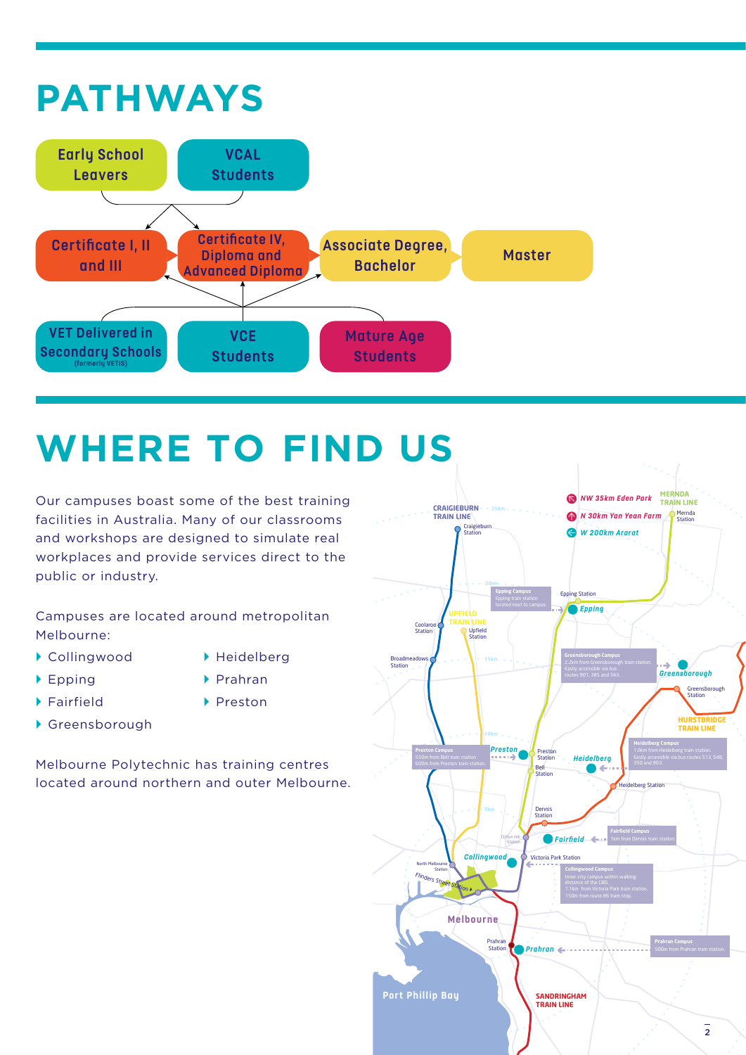# PATHWAYS

- Early School Leavers
- VCAL Students
- Certificate I, II and III
- Certificate IV, Diploma and Advanced Diploma
- Associate Degree, Bachelor
- Master
- VET Delivered in Secondary Schools (formerly VETiS)
- VCE Students
- Mature Age Students

# WHERE TO FIND US

Our campuses boast some of the best training facilities in Australia. Many of our classrooms and workshops are designed to simulate real workplaces and provide services direct to the public or industry.

Campuses are located around metropolitan Melbourne:

- Collingwood
- Epping
- Fairfield
- Greensborough
- Heidelberg
- Prahran
- Preston

Melbourne Polytechnic has training centres located around northern and outer Melbourne.

**Epping Campus**
Epping train station located next to campus.

**Greensborough Campus**
2.2km from Greensborough train station. Easily accessible via bus routes 901, 385 and 343.

**Heidelberg Campus**
1.6km from Heidelberg train station. Easily accessible via bus routes 513, 548, 350 and 903.

**Preston Campus**
550m from Bell train station
600m from Preston train station.

**Fairfield Campus**
1km from Dennis train station.

**Collingwood Campus**
Inner-city campus within walking distance of the CBD.
1.1km from Victoria Park train station.
150m from route 86 tram stop.

**Prahran Campus**
500m from Prahran train station.

NW 35km Eden Park
N 30km Yan Yean Farm
W 200km Ararat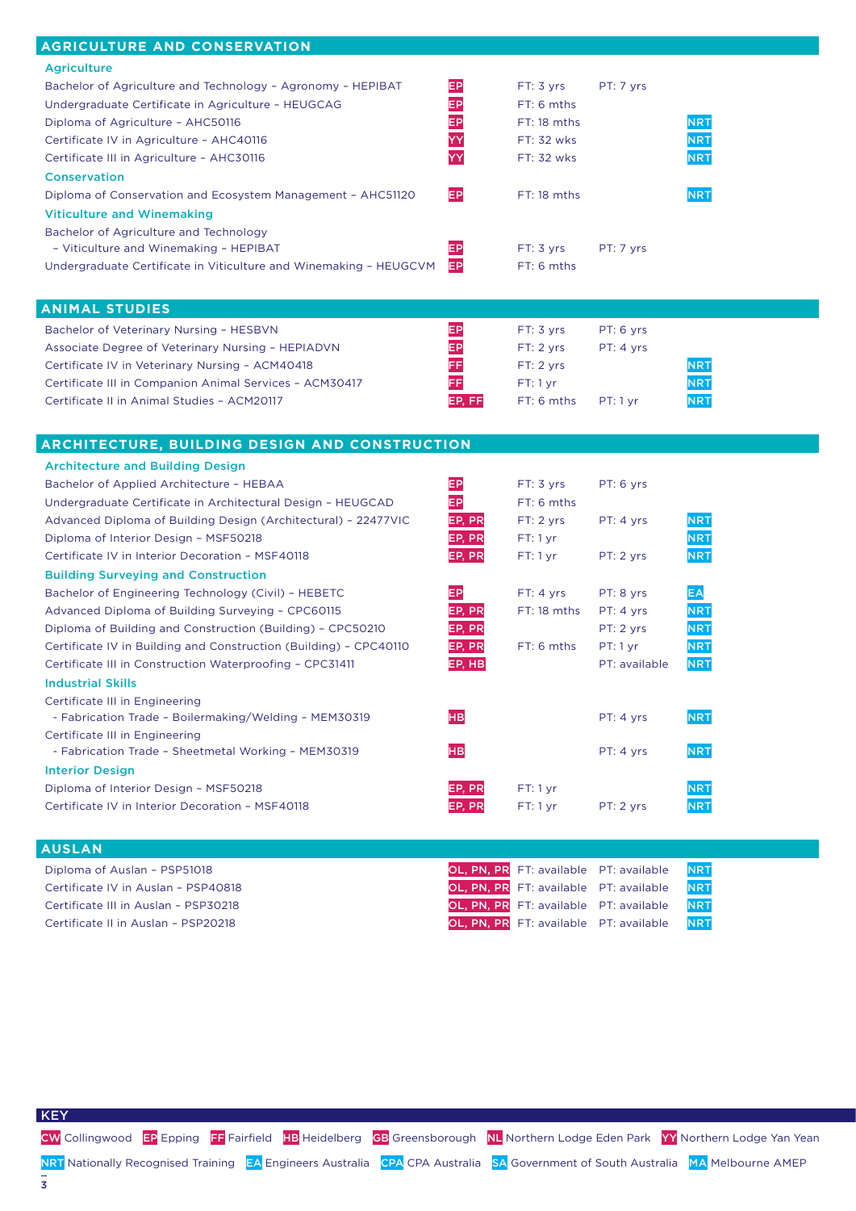## AGRICULTURE AND CONSERVATION

| Course | Campus | Full-time | Part-time | Recognition |
|---|---|---|---|---|
| **Agriculture** | | | | |
| Bachelor of Agriculture and Technology – Agronomy – HEPIBAT | EP | FT: 3 yrs | PT: 7 yrs | |
| Undergraduate Certificate in Agriculture – HEUGCAG | EP | FT: 6 mths | | |
| Diploma of Agriculture – AHC50116 | EP | FT: 18 mths | | NRT |
| Certificate IV in Agriculture – AHC40116 | YY | FT: 32 wks | | NRT |
| Certificate III in Agriculture – AHC30116 | YY | FT: 32 wks | | NRT |
| **Conservation** | | | | |
| Diploma of Conservation and Ecosystem Management – AHC51120 | EP | FT: 18 mths | | NRT |
| **Viticulture and Winemaking** | | | | |
| Bachelor of Agriculture and Technology – Viticulture and Winemaking – HEPIBAT | EP | FT: 3 yrs | PT: 7 yrs | |
| Undergraduate Certificate in Viticulture and Winemaking – HEUGCVM | EP | FT: 6 mths | | |

## ANIMAL STUDIES

| Course | Campus | Full-time | Part-time | Recognition |
|---|---|---|---|---|
| Bachelor of Veterinary Nursing – HESBVN | EP | FT: 3 yrs | PT: 6 yrs | |
| Associate Degree of Veterinary Nursing – HEPIADVN | EP | FT: 2 yrs | PT: 4 yrs | |
| Certificate IV in Veterinary Nursing – ACM40418 | FF | FT: 2 yrs | | NRT |
| Certificate III in Companion Animal Services – ACM30417 | FF | FT: 1 yr | | NRT |
| Certificate II in Animal Studies – ACM20117 | EP, FF | FT: 6 mths | PT: 1 yr | NRT |

## ARCHITECTURE, BUILDING DESIGN AND CONSTRUCTION

| Course | Campus | Full-time | Part-time | Recognition |
|---|---|---|---|---|
| **Architecture and Building Design** | | | | |
| Bachelor of Applied Architecture – HEBAA | EP | FT: 3 yrs | PT: 6 yrs | |
| Undergraduate Certificate in Architectural Design – HEUGCAD | EP | FT: 6 mths | | |
| Advanced Diploma of Building Design (Architectural) – 22477VIC | EP, PR | FT: 2 yrs | PT: 4 yrs | NRT |
| Diploma of Interior Design – MSF50218 | EP, PR | FT: 1 yr | | NRT |
| Certificate IV in Interior Decoration – MSF40118 | EP, PR | FT: 1 yr | PT: 2 yrs | NRT |
| **Building Surveying and Construction** | | | | |
| Bachelor of Engineering Technology (Civil) – HEBETC | EP | FT: 4 yrs | PT: 8 yrs | EA |
| Advanced Diploma of Building Surveying – CPC60115 | EP, PR | FT: 18 mths | PT: 4 yrs | NRT |
| Diploma of Building and Construction (Building) – CPC50210 | EP, PR | | PT: 2 yrs | NRT |
| Certificate IV in Building and Construction (Building) – CPC40110 | EP, PR | FT: 6 mths | PT: 1 yr | NRT |
| Certificate III in Construction Waterproofing – CPC31411 | EP, HB | | PT: available | NRT |
| **Industrial Skills** | | | | |
| Certificate III in Engineering - Fabrication Trade – Boilermaking/Welding – MEM30319 | HB | | PT: 4 yrs | NRT |
| Certificate III in Engineering - Fabrication Trade – Sheetmetal Working – MEM30319 | HB | | PT: 4 yrs | NRT |
| **Interior Design** | | | | |
| Diploma of Interior Design – MSF50218 | EP, PR | FT: 1 yr | | NRT |
| Certificate IV in Interior Decoration – MSF40118 | EP, PR | FT: 1 yr | PT: 2 yrs | NRT |

## AUSLAN

| Course | Campus | Full-time | Part-time | Recognition |
|---|---|---|---|---|
| Diploma of Auslan – PSP51018 | OL, PN, PR | FT: available | PT: available | NRT |
| Certificate IV in Auslan – PSP40818 | OL, PN, PR | FT: available | PT: available | NRT |
| Certificate III in Auslan – PSP30218 | OL, PN, PR | FT: available | PT: available | NRT |
| Certificate II in Auslan – PSP20218 | OL, PN, PR | FT: available | PT: available | NRT |

**KEY**

CW Collingwood | EP Epping | FF Fairfield | HB Heidelberg | GB Greensborough | NL Northern Lodge Eden Park | YY Northern Lodge Yan Yean

NRT Nationally Recognised Training | EA Engineers Australia | CPA CPA Australia | SA Government of South Australia | MA Melbourne AMEP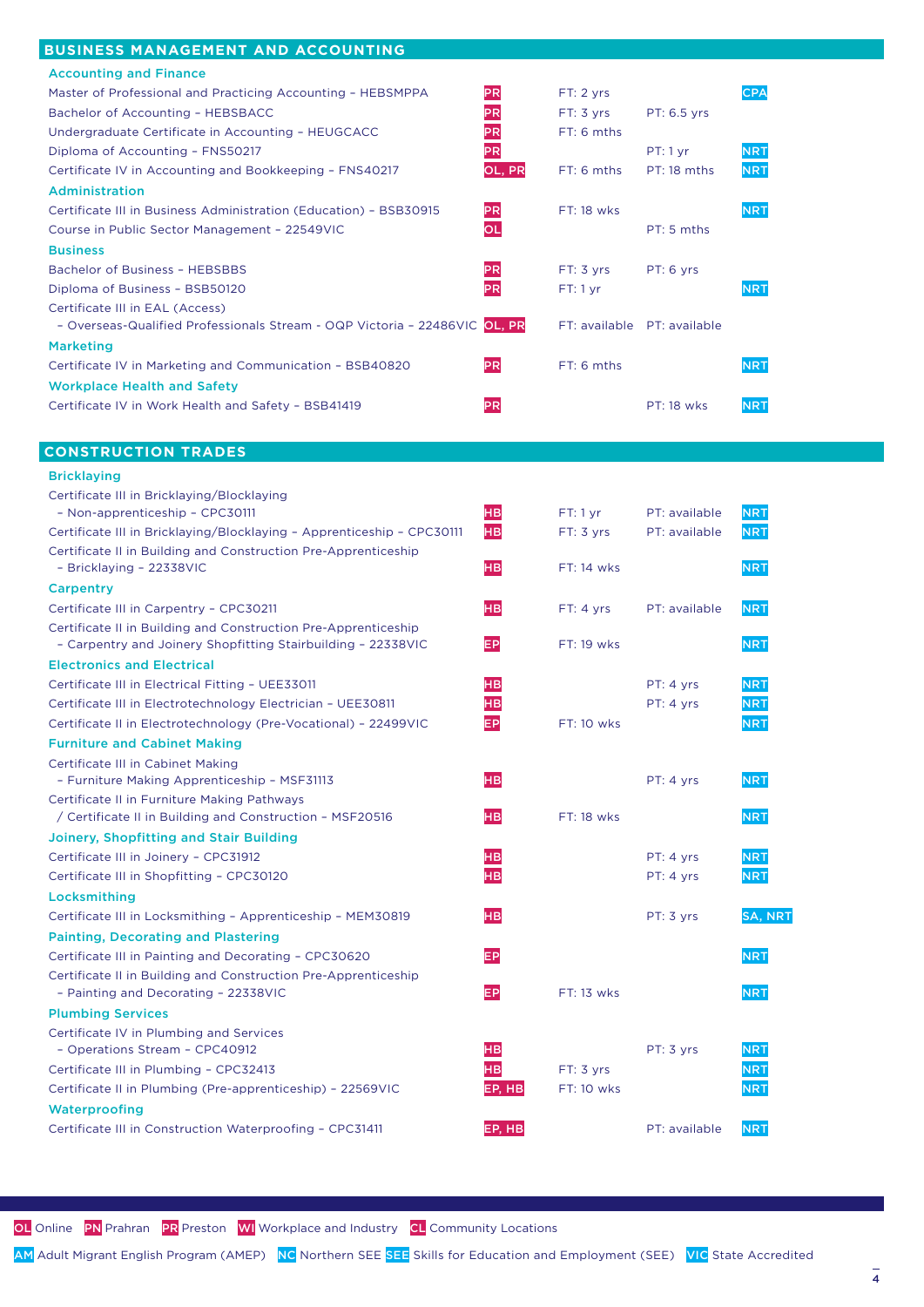## BUSINESS MANAGEMENT AND ACCOUNTING

| Course | Location | Full-time | Part-time | Notes |
|---|---|---|---|---|
| **Accounting and Finance** | | | | |
| Master of Professional and Practicing Accounting – HEBSMPPA | PR | FT: 2 yrs | | CPA |
| Bachelor of Accounting – HEBSBACC | PR | FT: 3 yrs | PT: 6.5 yrs | |
| Undergraduate Certificate in Accounting – HEUGCACC | PR | FT: 6 mths | | |
| Diploma of Accounting – FNS50217 | PR | | PT: 1 yr | NRT |
| Certificate IV in Accounting and Bookkeeping – FNS40217 | OL, PR | FT: 6 mths | PT: 18 mths | NRT |
| **Administration** | | | | |
| Certificate III in Business Administration (Education) – BSB30915 | PR | FT: 18 wks | | NRT |
| Course in Public Sector Management – 22549VIC | OL | | PT: 5 mths | |
| **Business** | | | | |
| Bachelor of Business – HEBSBBS | PR | FT: 3 yrs | PT: 6 yrs | |
| Diploma of Business – BSB50120 | PR | FT: 1 yr | | NRT |
| Certificate III in EAL (Access) – Overseas-Qualified Professionals Stream - OQP Victoria – 22486VIC | OL, PR | FT: available | PT: available | |
| **Marketing** | | | | |
| Certificate IV in Marketing and Communication – BSB40820 | PR | FT: 6 mths | | NRT |
| **Workplace Health and Safety** | | | | |
| Certificate IV in Work Health and Safety – BSB41419 | PR | | PT: 18 wks | NRT |

## CONSTRUCTION TRADES

| Course | Location | Full-time | Part-time | Notes |
|---|---|---|---|---|
| **Bricklaying** | | | | |
| Certificate III in Bricklaying/Blocklaying – Non-apprenticeship – CPC30111 | HB | FT: 1 yr | PT: available | NRT |
| Certificate III in Bricklaying/Blocklaying – Apprenticeship – CPC30111 | HB | FT: 3 yrs | PT: available | NRT |
| Certificate II in Building and Construction Pre-Apprenticeship – Bricklaying – 22338VIC | HB | FT: 14 wks | | NRT |
| **Carpentry** | | | | |
| Certificate III in Carpentry – CPC30211 | HB | FT: 4 yrs | PT: available | NRT |
| Certificate II in Building and Construction Pre-Apprenticeship – Carpentry and Joinery Shopfitting Stairbuilding – 22338VIC | EP | FT: 19 wks | | NRT |
| **Electronics and Electrical** | | | | |
| Certificate III in Electrical Fitting – UEE33011 | HB | | PT: 4 yrs | NRT |
| Certificate III in Electrotechnology Electrician – UEE30811 | HB | | PT: 4 yrs | NRT |
| Certificate II in Electrotechnology (Pre-Vocational) – 22499VIC | EP | FT: 10 wks | | NRT |
| **Furniture and Cabinet Making** | | | | |
| Certificate III in Cabinet Making – Furniture Making Apprenticeship – MSF31113 | HB | | PT: 4 yrs | NRT |
| Certificate II in Furniture Making Pathways / Certificate II in Building and Construction – MSF20516 | HB | FT: 18 wks | | NRT |
| **Joinery, Shopfitting and Stair Building** | | | | |
| Certificate III in Joinery – CPC31912 | HB | | PT: 4 yrs | NRT |
| Certificate III in Shopfitting – CPC30120 | HB | | PT: 4 yrs | NRT |
| **Locksmithing** | | | | |
| Certificate III in Locksmithing – Apprenticeship – MEM30819 | HB | | PT: 3 yrs | SA, NRT |
| **Painting, Decorating and Plastering** | | | | |
| Certificate III in Painting and Decorating – CPC30620 | EP | | | NRT |
| Certificate II in Building and Construction Pre-Apprenticeship – Painting and Decorating – 22338VIC | EP | FT: 13 wks | | NRT |
| **Plumbing Services** | | | | |
| Certificate IV in Plumbing and Services – Operations Stream – CPC40912 | HB | | PT: 3 yrs | NRT |
| Certificate III in Plumbing – CPC32413 | HB | FT: 3 yrs | | NRT |
| Certificate II in Plumbing (Pre-apprenticeship) – 22569VIC | EP, HB | FT: 10 wks | | NRT |
| **Waterproofing** | | | | |
| Certificate III in Construction Waterproofing – CPC31411 | EP, HB | | PT: available | NRT |

OL Online  PN Prahran  PR Preston  WI Workplace and Industry  CL Community Locations

AM Adult Migrant English Program (AMEP)  NC Northern SEE  SEE Skills for Education and Employment (SEE)  VIC State Accredited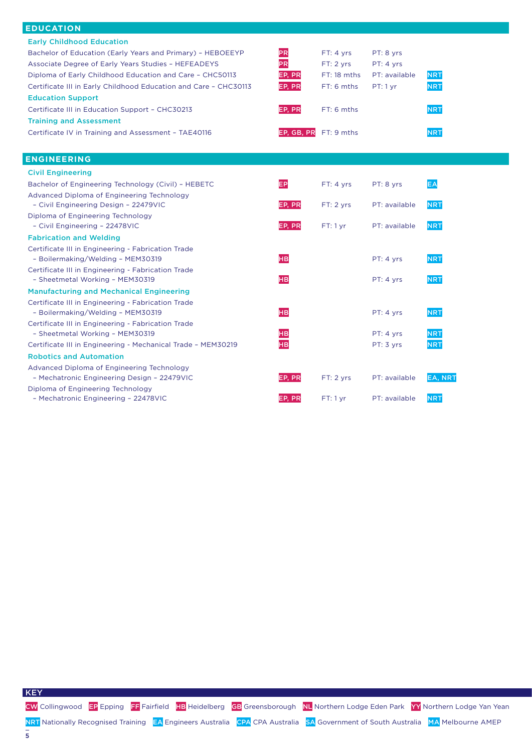## EDUCATION

### Early Childhood Education

| Course | Campus | Full-time | Part-time | Recognition |
|---|---|---|---|---|
| Bachelor of Education (Early Years and Primary) – HEBOEEYP | PR | FT: 4 yrs | PT: 8 yrs | |
| Associate Degree of Early Years Studies – HEFEADEYS | PR | FT: 2 yrs | PT: 4 yrs | |
| Diploma of Early Childhood Education and Care – CHC50113 | EP, PR | FT: 18 mths | PT: available | NRT |
| Certificate III in Early Childhood Education and Care – CHC30113 | EP, PR | FT: 6 mths | PT: 1 yr | NRT |

### Education Support

| Course | Campus | Full-time | Part-time | Recognition |
|---|---|---|---|---|
| Certificate III in Education Support – CHC30213 | EP, PR | FT: 6 mths | | NRT |

### Training and Assessment

| Course | Campus | Full-time | Part-time | Recognition |
|---|---|---|---|---|
| Certificate IV in Training and Assessment – TAE40116 | EP, GB, PR | FT: 9 mths | | NRT |

## ENGINEERING

### Civil Engineering

| Course | Campus | Full-time | Part-time | Recognition |
|---|---|---|---|---|
| Bachelor of Engineering Technology (Civil) – HEBETC | EP | FT: 4 yrs | PT: 8 yrs | EA |
| Advanced Diploma of Engineering Technology – Civil Engineering Design – 22479VIC | EP, PR | FT: 2 yrs | PT: available | NRT |
| Diploma of Engineering Technology – Civil Engineering – 22478VIC | EP, PR | FT: 1 yr | PT: available | NRT |

### Fabrication and Welding

| Course | Campus | Full-time | Part-time | Recognition |
|---|---|---|---|---|
| Certificate III in Engineering - Fabrication Trade – Boilermaking/Welding – MEM30319 | HB | | PT: 4 yrs | NRT |
| Certificate III in Engineering - Fabrication Trade – Sheetmetal Working – MEM30319 | HB | | PT: 4 yrs | NRT |

### Manufacturing and Mechanical Engineering

| Course | Campus | Full-time | Part-time | Recognition |
|---|---|---|---|---|
| Certificate III in Engineering - Fabrication Trade – Boilermaking/Welding – MEM30319 | HB | | PT: 4 yrs | NRT |
| Certificate III in Engineering - Fabrication Trade – Sheetmetal Working – MEM30319 | HB | | PT: 4 yrs | NRT |
| Certificate III in Engineering - Mechanical Trade – MEM30219 | HB | | PT: 3 yrs | NRT |

### Robotics and Automation

| Course | Campus | Full-time | Part-time | Recognition |
|---|---|---|---|---|
| Advanced Diploma of Engineering Technology – Mechatronic Engineering Design – 22479VIC | EP, PR | FT: 2 yrs | PT: available | EA, NRT |
| Diploma of Engineering Technology – Mechatronic Engineering – 22478VIC | EP, PR | FT: 1 yr | PT: available | NRT |

**KEY**

CW Collingwood · EP Epping · FF Fairfield · HB Heidelberg · GB Greensborough · NL Northern Lodge Eden Park · YY Northern Lodge Yan Yean

NRT Nationally Recognised Training · EA Engineers Australia · CPA CPA Australia · SA Government of South Australia · MA Melbourne AMEP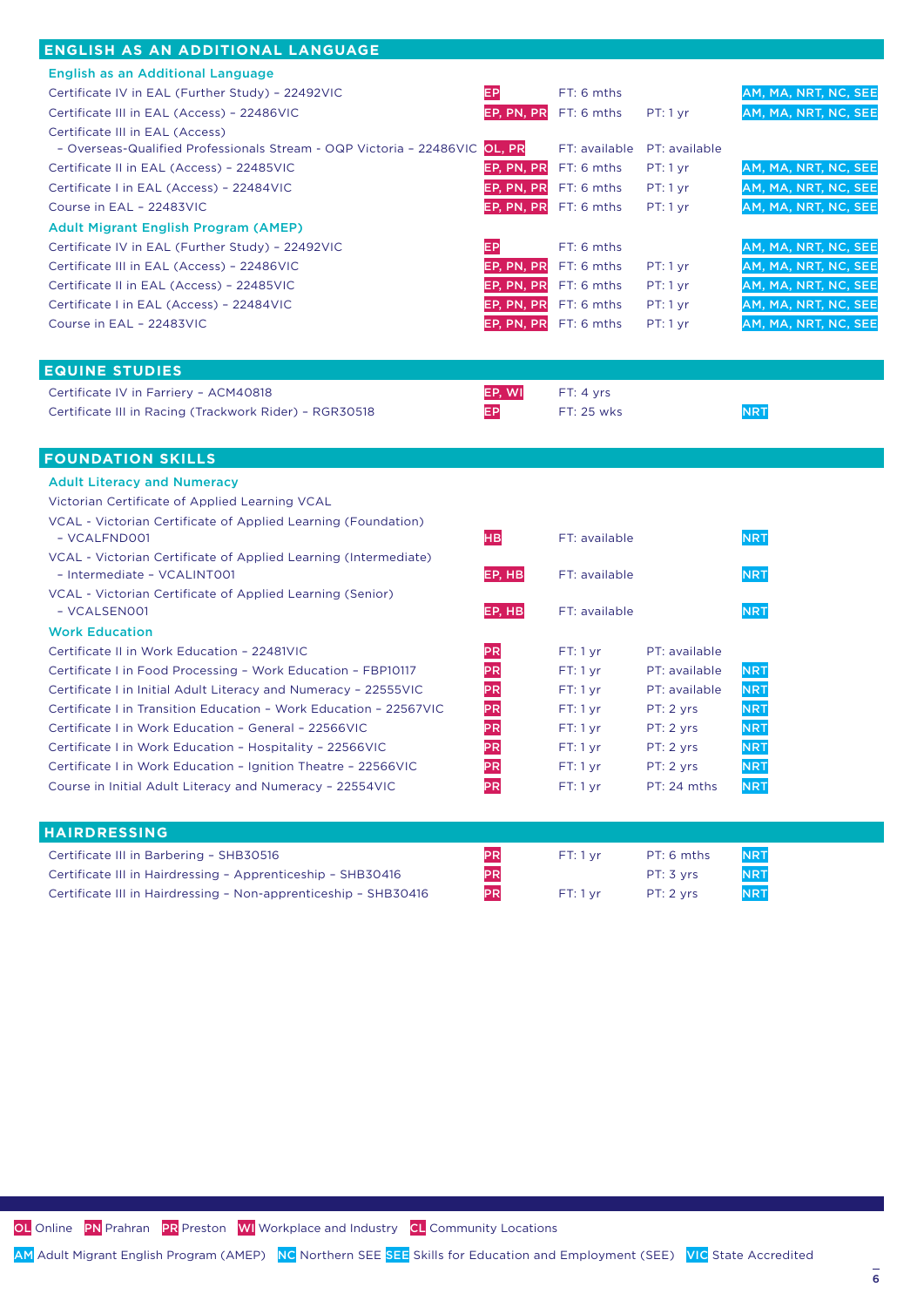## ENGLISH AS AN ADDITIONAL LANGUAGE

| Course | Location | Full-time | Part-time | Programs |
|---|---|---|---|---|
| **English as an Additional Language** | | | | |
| Certificate IV in EAL (Further Study) – 22492VIC | EP | FT: 6 mths | | AM, MA, NRT, NC, SEE |
| Certificate III in EAL (Access) – 22486VIC | EP, PN, PR | FT: 6 mths | PT: 1 yr | AM, MA, NRT, NC, SEE |
| Certificate III in EAL (Access) – Overseas-Qualified Professionals Stream - OQP Victoria – 22486VIC | OL, PR | FT: available | PT: available | |
| Certificate II in EAL (Access) – 22485VIC | EP, PN, PR | FT: 6 mths | PT: 1 yr | AM, MA, NRT, NC, SEE |
| Certificate I in EAL (Access) – 22484VIC | EP, PN, PR | FT: 6 mths | PT: 1 yr | AM, MA, NRT, NC, SEE |
| Course in EAL – 22483VIC | EP, PN, PR | FT: 6 mths | PT: 1 yr | AM, MA, NRT, NC, SEE |
| **Adult Migrant English Program (AMEP)** | | | | |
| Certificate IV in EAL (Further Study) – 22492VIC | EP | FT: 6 mths | | AM, MA, NRT, NC, SEE |
| Certificate III in EAL (Access) – 22486VIC | EP, PN, PR | FT: 6 mths | PT: 1 yr | AM, MA, NRT, NC, SEE |
| Certificate II in EAL (Access) – 22485VIC | EP, PN, PR | FT: 6 mths | PT: 1 yr | AM, MA, NRT, NC, SEE |
| Certificate I in EAL (Access) – 22484VIC | EP, PN, PR | FT: 6 mths | PT: 1 yr | AM, MA, NRT, NC, SEE |
| Course in EAL – 22483VIC | EP, PN, PR | FT: 6 mths | PT: 1 yr | AM, MA, NRT, NC, SEE |

## EQUINE STUDIES

| Course | Location | Full-time | Part-time | Programs |
|---|---|---|---|---|
| Certificate IV in Farriery – ACM40818 | EP, WI | FT: 4 yrs | | |
| Certificate III in Racing (Trackwork Rider) – RGR30518 | EP | FT: 25 wks | | NRT |

## FOUNDATION SKILLS

| Course | Location | Full-time | Part-time | Programs |
|---|---|---|---|---|
| **Adult Literacy and Numeracy** | | | | |
| Victorian Certificate of Applied Learning VCAL | | | | |
| VCAL - Victorian Certificate of Applied Learning (Foundation) – VCALFND001 | HB | FT: available | | NRT |
| VCAL - Victorian Certificate of Applied Learning (Intermediate) – Intermediate – VCALINT001 | EP, HB | FT: available | | NRT |
| VCAL - Victorian Certificate of Applied Learning (Senior) – VCALSEN001 | EP, HB | FT: available | | NRT |
| **Work Education** | | | | |
| Certificate II in Work Education – 22481VIC | PR | FT: 1 yr | PT: available | |
| Certificate I in Food Processing – Work Education – FBP10117 | PR | FT: 1 yr | PT: available | NRT |
| Certificate I in Initial Adult Literacy and Numeracy – 22555VIC | PR | FT: 1 yr | PT: available | NRT |
| Certificate I in Transition Education – Work Education – 22567VIC | PR | FT: 1 yr | PT: 2 yrs | NRT |
| Certificate I in Work Education – General – 22566VIC | PR | FT: 1 yr | PT: 2 yrs | NRT |
| Certificate I in Work Education – Hospitality – 22566VIC | PR | FT: 1 yr | PT: 2 yrs | NRT |
| Certificate I in Work Education – Ignition Theatre – 22566VIC | PR | FT: 1 yr | PT: 2 yrs | NRT |
| Course in Initial Adult Literacy and Numeracy – 22554VIC | PR | FT: 1 yr | PT: 24 mths | NRT |

## HAIRDRESSING

| Course | Location | Full-time | Part-time | Programs |
|---|---|---|---|---|
| Certificate III in Barbering – SHB30516 | PR | FT: 1 yr | PT: 6 mths | NRT |
| Certificate III in Hairdressing – Apprenticeship – SHB30416 | PR | | PT: 3 yrs | NRT |
| Certificate III in Hairdressing – Non-apprenticeship – SHB30416 | PR | FT: 1 yr | PT: 2 yrs | NRT |

OL Online PN Prahran PR Preston WI Workplace and Industry CL Community Locations

AM Adult Migrant English Program (AMEP) NC Northern SEE SEE Skills for Education and Employment (SEE) VIC State Accredited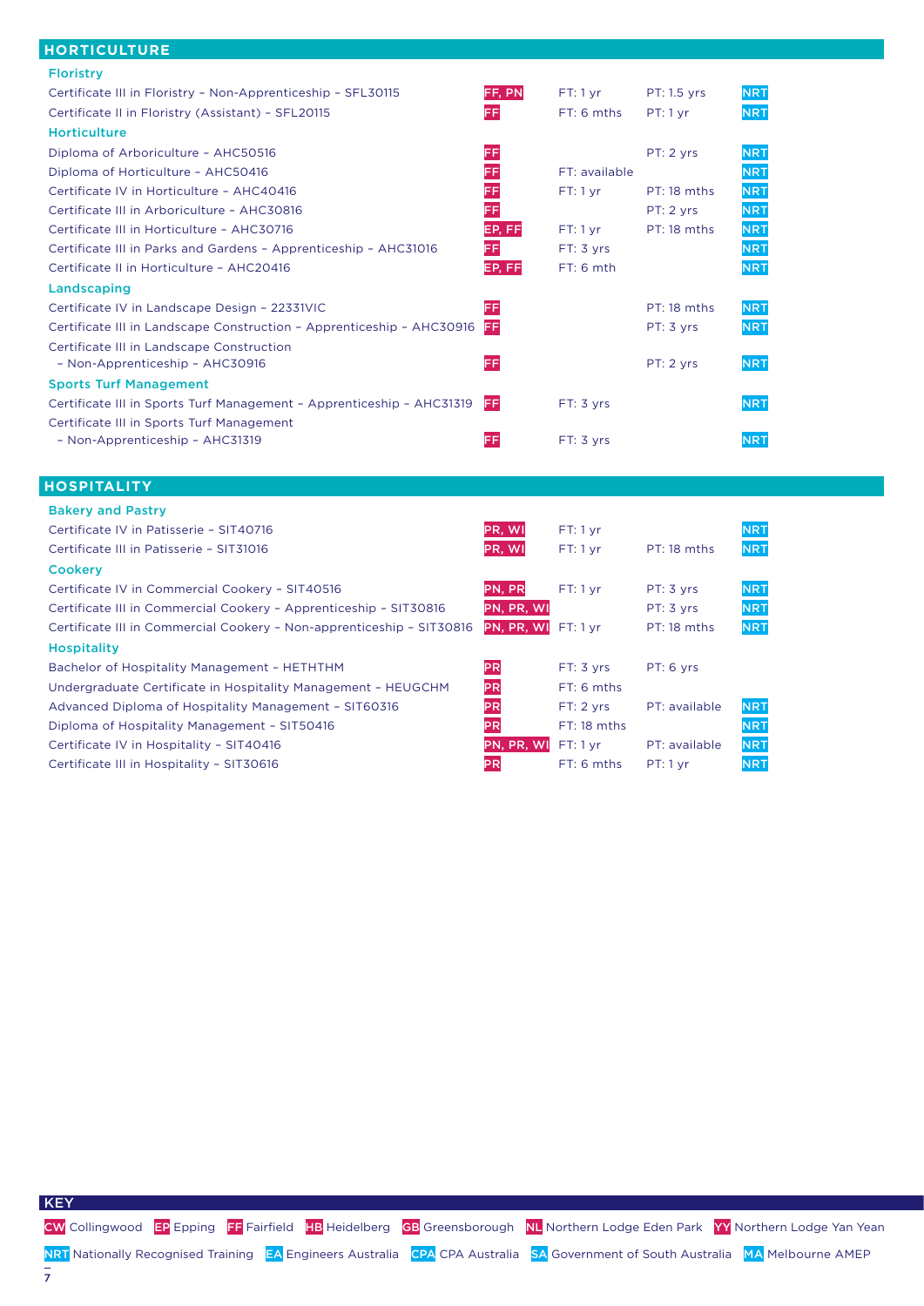## HORTICULTURE

| Course | Campus | Full-time | Part-time | |
|---|---|---|---|---|
| **Floristry** | | | | |
| Certificate III in Floristry – Non-Apprenticeship – SFL30115 | FF, PN | FT: 1 yr | PT: 1.5 yrs | NRT |
| Certificate II in Floristry (Assistant) – SFL20115 | FF | FT: 6 mths | PT: 1 yr | NRT |
| **Horticulture** | | | | |
| Diploma of Arboriculture – AHC50516 | FF | | PT: 2 yrs | NRT |
| Diploma of Horticulture – AHC50416 | FF | FT: available | | NRT |
| Certificate IV in Horticulture – AHC40416 | FF | FT: 1 yr | PT: 18 mths | NRT |
| Certificate III in Arboriculture – AHC30816 | FF | | PT: 2 yrs | NRT |
| Certificate III in Horticulture – AHC30716 | EP, FF | FT: 1 yr | PT: 18 mths | NRT |
| Certificate III in Parks and Gardens – Apprenticeship – AHC31016 | FF | FT: 3 yrs | | NRT |
| Certificate II in Horticulture – AHC20416 | EP, FF | FT: 6 mth | | NRT |
| **Landscaping** | | | | |
| Certificate IV in Landscape Design – 22331VIC | FF | | PT: 18 mths | NRT |
| Certificate III in Landscape Construction – Apprenticeship – AHC30916 | FF | | PT: 3 yrs | NRT |
| Certificate III in Landscape Construction – Non-Apprenticeship – AHC30916 | FF | | PT: 2 yrs | NRT |
| **Sports Turf Management** | | | | |
| Certificate III in Sports Turf Management – Apprenticeship – AHC31319 | FF | FT: 3 yrs | | NRT |
| Certificate III in Sports Turf Management – Non-Apprenticeship – AHC31319 | FF | FT: 3 yrs | | NRT |

## HOSPITALITY

| Course | Campus | Full-time | Part-time | |
|---|---|---|---|---|
| **Bakery and Pastry** | | | | |
| Certificate IV in Patisserie – SIT40716 | PR, WI | FT: 1 yr | | NRT |
| Certificate III in Patisserie – SIT31016 | PR, WI | FT: 1 yr | PT: 18 mths | NRT |
| **Cookery** | | | | |
| Certificate IV in Commercial Cookery – SIT40516 | PN, PR | FT: 1 yr | PT: 3 yrs | NRT |
| Certificate III in Commercial Cookery – Apprenticeship – SIT30816 | PN, PR, WI | | PT: 3 yrs | NRT |
| Certificate III in Commercial Cookery – Non-apprenticeship – SIT30816 | PN, PR, WI | FT: 1 yr | PT: 18 mths | NRT |
| **Hospitality** | | | | |
| Bachelor of Hospitality Management – HETHTHM | PR | FT: 3 yrs | PT: 6 yrs | |
| Undergraduate Certificate in Hospitality Management – HEUGCHM | PR | FT: 6 mths | | |
| Advanced Diploma of Hospitality Management – SIT60316 | PR | FT: 2 yrs | PT: available | NRT |
| Diploma of Hospitality Management – SIT50416 | PR | FT: 18 mths | | NRT |
| Certificate IV in Hospitality – SIT40416 | PN, PR, WI | FT: 1 yr | PT: available | NRT |
| Certificate III in Hospitality – SIT30616 | PR | FT: 6 mths | PT: 1 yr | NRT |

**KEY**

CW Collingwood · EP Epping · FF Fairfield · HB Heidelberg · GB Greensborough · NL Northern Lodge Eden Park · YY Northern Lodge Yan Yean

NRT Nationally Recognised Training · EA Engineers Australia · CPA CPA Australia · SA Government of South Australia · MA Melbourne AMEP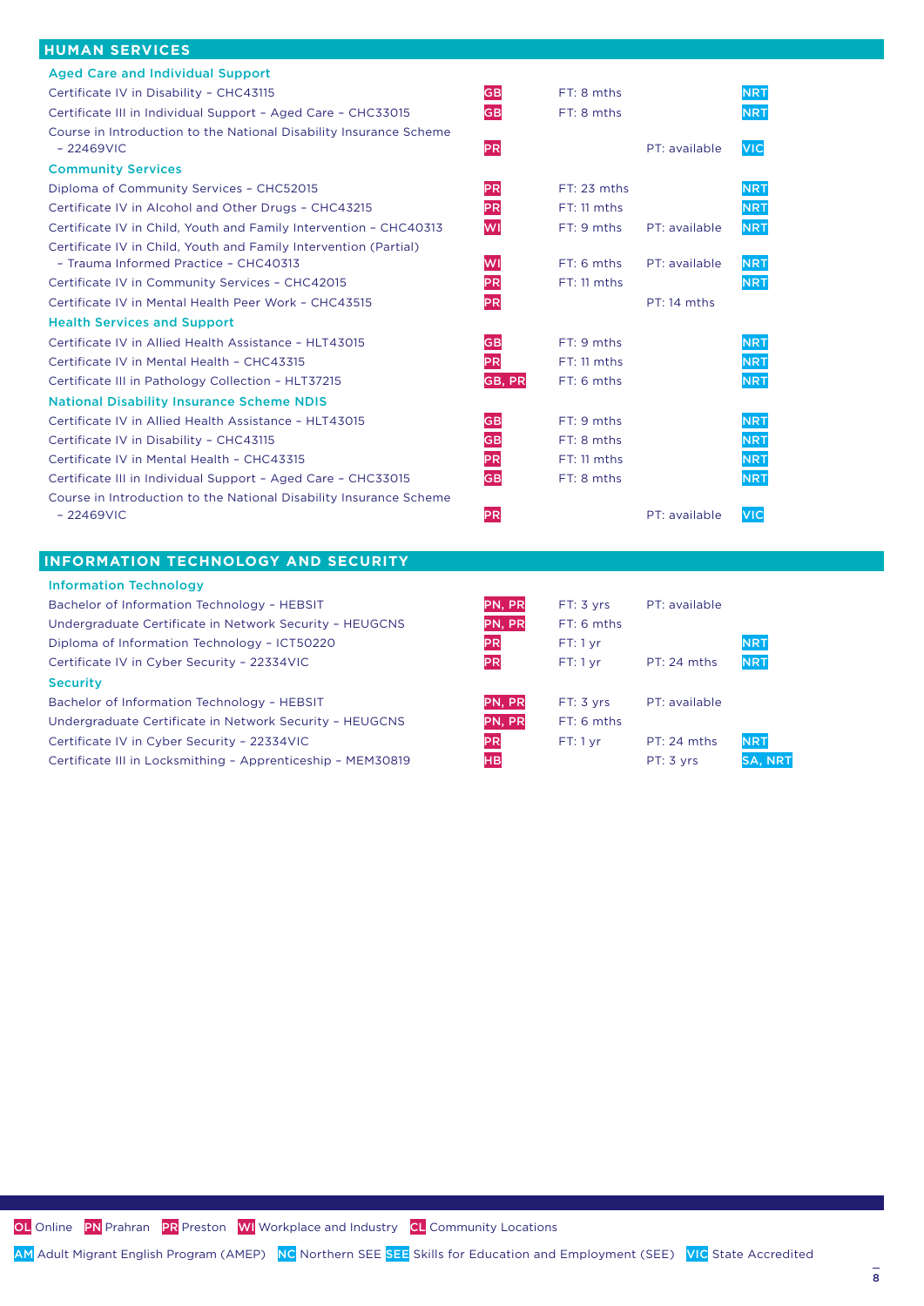## HUMAN SERVICES

| Course | Location | Full-time | Part-time | Accreditation |
|---|---|---|---|---|
| **Aged Care and Individual Support** | | | | |
| Certificate IV in Disability – CHC43115 | GB | FT: 8 mths | | NRT |
| Certificate III in Individual Support – Aged Care – CHC33015 | GB | FT: 8 mths | | NRT |
| Course in Introduction to the National Disability Insurance Scheme – 22469VIC | PR | | PT: available | VIC |
| **Community Services** | | | | |
| Diploma of Community Services – CHC52015 | PR | FT: 23 mths | | NRT |
| Certificate IV in Alcohol and Other Drugs – CHC43215 | PR | FT: 11 mths | | NRT |
| Certificate IV in Child, Youth and Family Intervention – CHC40313 | WI | FT: 9 mths | PT: available | NRT |
| Certificate IV in Child, Youth and Family Intervention (Partial) – Trauma Informed Practice – CHC40313 | WI | FT: 6 mths | PT: available | NRT |
| Certificate IV in Community Services – CHC42015 | PR | FT: 11 mths | | NRT |
| Certificate IV in Mental Health Peer Work – CHC43515 | PR | | PT: 14 mths | |
| **Health Services and Support** | | | | |
| Certificate IV in Allied Health Assistance – HLT43015 | GB | FT: 9 mths | | NRT |
| Certificate IV in Mental Health – CHC43315 | PR | FT: 11 mths | | NRT |
| Certificate III in Pathology Collection – HLT37215 | GB, PR | FT: 6 mths | | NRT |
| **National Disability Insurance Scheme NDIS** | | | | |
| Certificate IV in Allied Health Assistance – HLT43015 | GB | FT: 9 mths | | NRT |
| Certificate IV in Disability – CHC43115 | GB | FT: 8 mths | | NRT |
| Certificate IV in Mental Health – CHC43315 | PR | FT: 11 mths | | NRT |
| Certificate III in Individual Support – Aged Care – CHC33015 | GB | FT: 8 mths | | NRT |
| Course in Introduction to the National Disability Insurance Scheme – 22469VIC | PR | | PT: available | VIC |

## INFORMATION TECHNOLOGY AND SECURITY

| Course | Location | Full-time | Part-time | Accreditation |
|---|---|---|---|---|
| **Information Technology** | | | | |
| Bachelor of Information Technology – HEBSIT | PN, PR | FT: 3 yrs | PT: available | |
| Undergraduate Certificate in Network Security – HEUGCNS | PN, PR | FT: 6 mths | | |
| Diploma of Information Technology – ICT50220 | PR | FT: 1 yr | | NRT |
| Certificate IV in Cyber Security – 22334VIC | PR | FT: 1 yr | PT: 24 mths | NRT |
| **Security** | | | | |
| Bachelor of Information Technology – HEBSIT | PN, PR | FT: 3 yrs | PT: available | |
| Undergraduate Certificate in Network Security – HEUGCNS | PN, PR | FT: 6 mths | | |
| Certificate IV in Cyber Security – 22334VIC | PR | FT: 1 yr | PT: 24 mths | NRT |
| Certificate III in Locksmithing – Apprenticeship – MEM30819 | HB | | PT: 3 yrs | SA, NRT |

OL Online PN Prahran PR Preston WI Workplace and Industry CL Community Locations

AM Adult Migrant English Program (AMEP) NC Northern SEE SEE Skills for Education and Employment (SEE) VIC State Accredited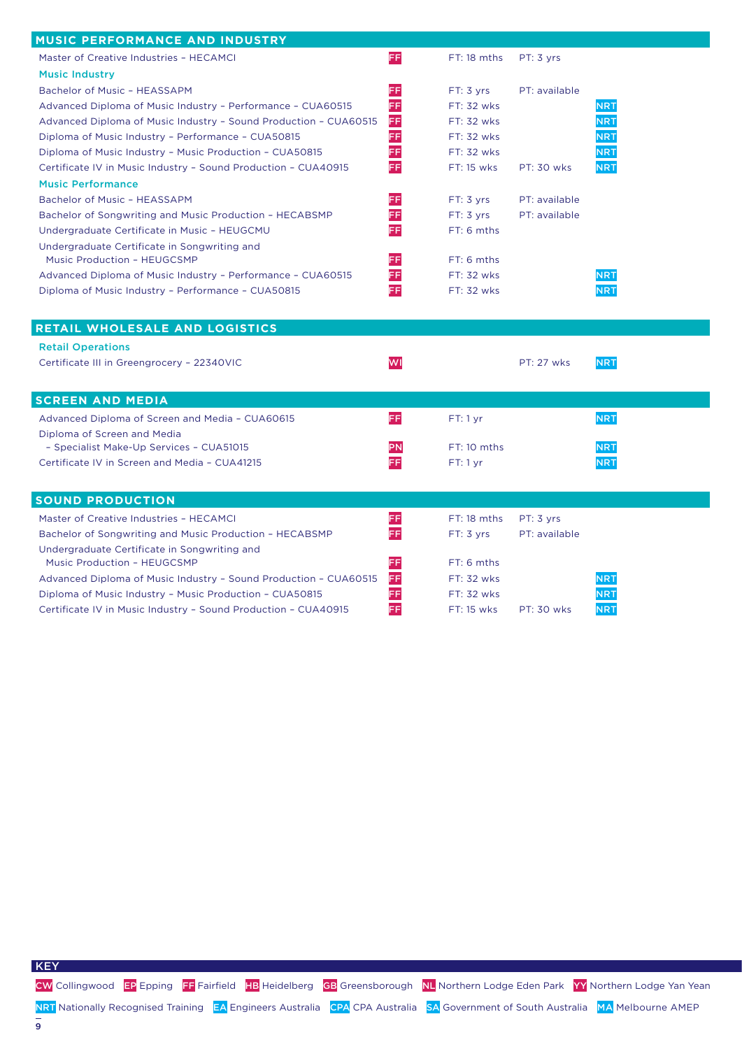## MUSIC PERFORMANCE AND INDUSTRY

| Course | Campus | Full-time | Part-time | Accreditation |
|---|---|---|---|---|
| Master of Creative Industries – HECAMCI | FF | FT: 18 mths | PT: 3 yrs | |
| **Music Industry** | | | | |
| Bachelor of Music – HEASSAPM | FF | FT: 3 yrs | PT: available | |
| Advanced Diploma of Music Industry – Performance – CUA60515 | FF | FT: 32 wks | | NRT |
| Advanced Diploma of Music Industry – Sound Production – CUA60515 | FF | FT: 32 wks | | NRT |
| Diploma of Music Industry – Performance – CUA50815 | FF | FT: 32 wks | | NRT |
| Diploma of Music Industry – Music Production – CUA50815 | FF | FT: 32 wks | | NRT |
| Certificate IV in Music Industry – Sound Production – CUA40915 | FF | FT: 15 wks | PT: 30 wks | NRT |
| **Music Performance** | | | | |
| Bachelor of Music – HEASSAPM | FF | FT: 3 yrs | PT: available | |
| Bachelor of Songwriting and Music Production – HECABSMP | FF | FT: 3 yrs | PT: available | |
| Undergraduate Certificate in Music – HEUGCMU | FF | FT: 6 mths | | |
| Undergraduate Certificate in Songwriting and Music Production – HEUGCSMP | FF | FT: 6 mths | | |
| Advanced Diploma of Music Industry – Performance – CUA60515 | FF | FT: 32 wks | | NRT |
| Diploma of Music Industry – Performance – CUA50815 | FF | FT: 32 wks | | NRT |

## RETAIL WHOLESALE AND LOGISTICS

| Course | Campus | Full-time | Part-time | Accreditation |
|---|---|---|---|---|
| **Retail Operations** | | | | |
| Certificate III in Greengrocery – 22340VIC | WI | | PT: 27 wks | NRT |

## SCREEN AND MEDIA

| Course | Campus | Full-time | Part-time | Accreditation |
|---|---|---|---|---|
| Advanced Diploma of Screen and Media – CUA60615 | FF | FT: 1 yr | | NRT |
| Diploma of Screen and Media – Specialist Make-Up Services – CUA51015 | PN | FT: 10 mths | | NRT |
| Certificate IV in Screen and Media – CUA41215 | FF | FT: 1 yr | | NRT |

## SOUND PRODUCTION

| Course | Campus | Full-time | Part-time | Accreditation |
|---|---|---|---|---|
| Master of Creative Industries – HECAMCI | FF | FT: 18 mths | PT: 3 yrs | |
| Bachelor of Songwriting and Music Production – HECABSMP | FF | FT: 3 yrs | PT: available | |
| Undergraduate Certificate in Songwriting and Music Production – HEUGCSMP | FF | FT: 6 mths | | |
| Advanced Diploma of Music Industry – Sound Production – CUA60515 | FF | FT: 32 wks | | NRT |
| Diploma of Music Industry – Music Production – CUA50815 | FF | FT: 32 wks | | NRT |
| Certificate IV in Music Industry – Sound Production – CUA40915 | FF | FT: 15 wks | PT: 30 wks | NRT |

**KEY**

CW Collingwood, EP Epping, FF Fairfield, HB Heidelberg, GB Greensborough, NL Northern Lodge Eden Park, YY Northern Lodge Yan Yean

NRT Nationally Recognised Training, EA Engineers Australia, CPA CPA Australia, SA Government of South Australia, MA Melbourne AMEP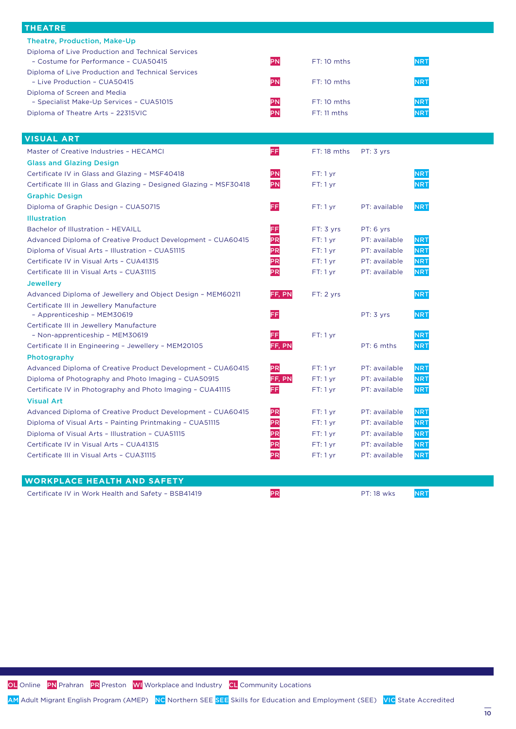## THEATRE

| Course | Location | Full-time | Part-time | |
|---|---|---|---|---|
| **Theatre, Production, Make-Up** | | | | |
| Diploma of Live Production and Technical Services – Costume for Performance – CUA50415 | PN | FT: 10 mths | | NRT |
| Diploma of Live Production and Technical Services – Live Production – CUA50415 | PN | FT: 10 mths | | NRT |
| Diploma of Screen and Media – Specialist Make-Up Services – CUA51015 | PN | FT: 10 mths | | NRT |
| Diploma of Theatre Arts – 22315VIC | PN | FT: 11 mths | | NRT |

## VISUAL ART

| Course | Location | Full-time | Part-time | |
|---|---|---|---|---|
| Master of Creative Industries – HECAMCI | FF | FT: 18 mths | PT: 3 yrs | |
| **Glass and Glazing Design** | | | | |
| Certificate IV in Glass and Glazing – MSF40418 | PN | FT: 1 yr | | NRT |
| Certificate III in Glass and Glazing – Designed Glazing – MSF30418 | PN | FT: 1 yr | | NRT |
| **Graphic Design** | | | | |
| Diploma of Graphic Design – CUA50715 | FF | FT: 1 yr | PT: available | NRT |
| **Illustration** | | | | |
| Bachelor of Illustration – HEVAILL | FF | FT: 3 yrs | PT: 6 yrs | |
| Advanced Diploma of Creative Product Development – CUA60415 | PR | FT: 1 yr | PT: available | NRT |
| Diploma of Visual Arts – Illustration – CUA51115 | PR | FT: 1 yr | PT: available | NRT |
| Certificate IV in Visual Arts – CUA41315 | PR | FT: 1 yr | PT: available | NRT |
| Certificate III in Visual Arts – CUA31115 | PR | FT: 1 yr | PT: available | NRT |
| **Jewellery** | | | | |
| Advanced Diploma of Jewellery and Object Design – MEM60211 | FF, PN | FT: 2 yrs | | NRT |
| Certificate III in Jewellery Manufacture – Apprenticeship – MEM30619 | FF | | PT: 3 yrs | NRT |
| Certificate III in Jewellery Manufacture – Non-apprenticeship – MEM30619 | FF | FT: 1 yr | | NRT |
| Certificate II in Engineering – Jewellery – MEM20105 | FF, PN | | PT: 6 mths | NRT |
| **Photography** | | | | |
| Advanced Diploma of Creative Product Development – CUA60415 | PR | FT: 1 yr | PT: available | NRT |
| Diploma of Photography and Photo Imaging – CUA50915 | FF, PN | FT: 1 yr | PT: available | NRT |
| Certificate IV in Photography and Photo Imaging – CUA41115 | FF | FT: 1 yr | PT: available | NRT |
| **Visual Art** | | | | |
| Advanced Diploma of Creative Product Development – CUA60415 | PR | FT: 1 yr | PT: available | NRT |
| Diploma of Visual Arts – Painting Printmaking – CUA51115 | PR | FT: 1 yr | PT: available | NRT |
| Diploma of Visual Arts – Illustration – CUA51115 | PR | FT: 1 yr | PT: available | NRT |
| Certificate IV in Visual Arts – CUA41315 | PR | FT: 1 yr | PT: available | NRT |
| Certificate III in Visual Arts – CUA31115 | PR | FT: 1 yr | PT: available | NRT |

## WORKPLACE HEALTH AND SAFETY

| Course | Location | Full-time | Part-time | |
|---|---|---|---|---|
| Certificate IV in Work Health and Safety – BSB41419 | PR | | PT: 18 wks | NRT |

OL Online PN Prahran PR Preston WI Workplace and Industry CL Community Locations

AM Adult Migrant English Program (AMEP) NC Northern SEE SEE Skills for Education and Employment (SEE) VIC State Accredited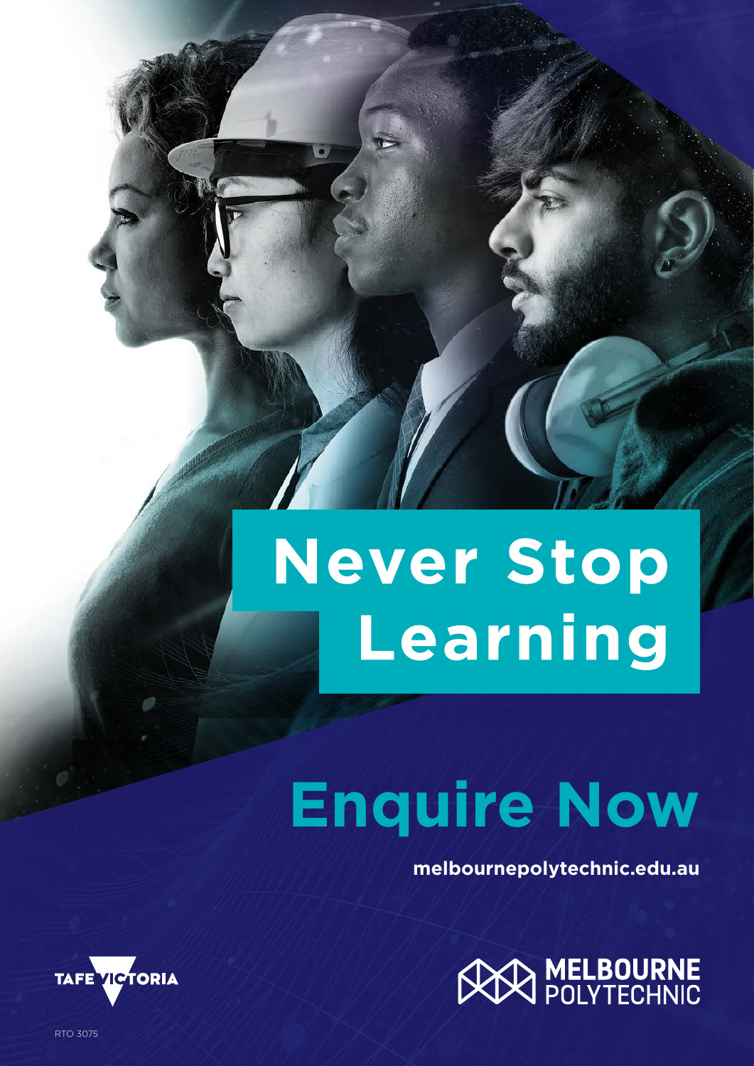# Never Stop Learning

## Enquire Now

**melbournepolytechnic.edu.au**

TAFE VICTORIA

MELBOURNE POLYTECHNIC

RTO 3075